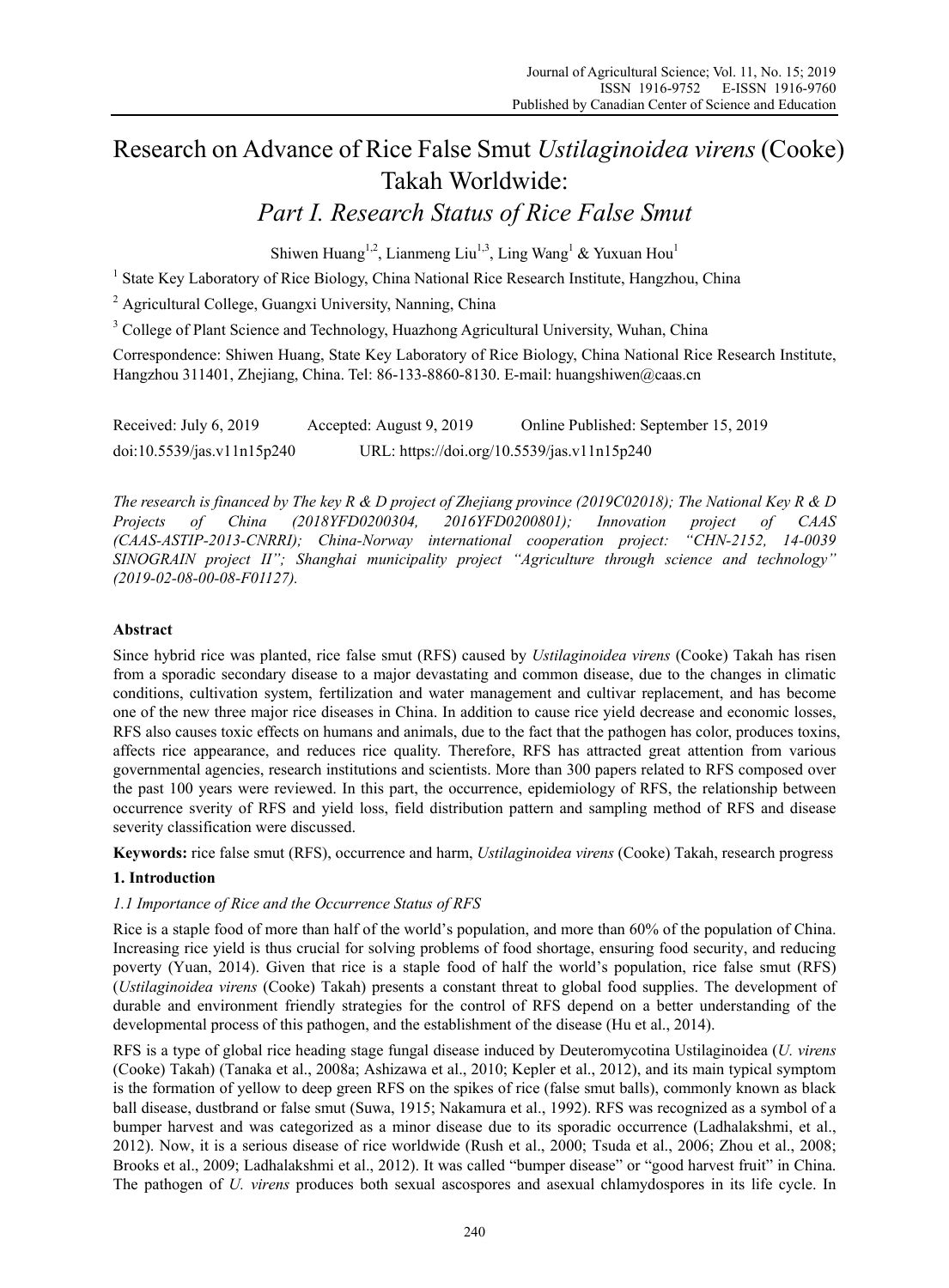# Research on Advance of Rice False Smut *Ustilaginoidea virens* (Cooke) Takah Worldwide:

## *Part I. Research Status of Rice False Smut*

Shiwen Huang[1,2], Lianmeng Liu[1,3], Ling Wang[1] & Yuxuan Hou[1]

[1] State Key Laboratory of Rice Biology, China National Rice Research Institute, Hangzhou, China

[2] Agricultural College, Guangxi University, Nanning, China

[3] College of Plant Science and Technology, Huazhong Agricultural University, Wuhan, China

Correspondence: Shiwen Huang, State Key Laboratory of Rice Biology, China National Rice Research Institute, Hangzhou 311401, Zhejiang, China. Tel: 86-133-8860-8130. E-mail: huangshiwen@caas.cn

Received: July 6, 2019 Accepted: August 9, 2019 Online Published: September 15, 2019

doi:10.5539/jas.v11n15p240 URL: https://doi.org/10.5539/jas.v11n15p240

*The research is financed by The key R & D project of Zhejiang province (2019C02018); The National Key R & D Projects of China (2018YFD0200304, 2016YFD0200801); Innovation project of CAAS (CAAS-ASTIP-2013-CNRRI); China-Norway international cooperation project: "CHN-2152, 14-0039 SINOGRAIN project II"; Shanghai municipality project "Agriculture through science and technology" (2019-02-08-00-08-F01127).*

### Abstract

Since hybrid rice was planted, rice false smut (RFS) caused by *Ustilaginoidea virens* (Cooke) Takah has risen from a sporadic secondary disease to a major devastating and common disease, due to the changes in climatic conditions, cultivation system, fertilization and water management and cultivar replacement, and has become one of the new three major rice diseases in China. In addition to cause rice yield decrease and economic losses, RFS also causes toxic effects on humans and animals, due to the fact that the pathogen has color, produces toxins, affects rice appearance, and reduces rice quality. Therefore, RFS has attracted great attention from various governmental agencies, research institutions and scientists. More than 300 papers related to RFS composed over the past 100 years were reviewed. In this part, the occurrence, epidemiology of RFS, the relationship between occurrence sverity of RFS and yield loss, field distribution pattern and sampling method of RFS and disease severity classification were discussed.

**Keywords:** rice false smut (RFS), occurrence and harm, *Ustilaginoidea virens* (Cooke) Takah, research progress

### 1. Introduction

#### *1.1 Importance of Rice and the Occurrence Status of RFS*

Rice is a staple food of more than half of the world's population, and more than 60% of the population of China. Increasing rice yield is thus crucial for solving problems of food shortage, ensuring food security, and reducing poverty (Yuan, 2014). Given that rice is a staple food of half the world's population, rice false smut (RFS) (*Ustilaginoidea virens* (Cooke) Takah) presents a constant threat to global food supplies. The development of durable and environment friendly strategies for the control of RFS depend on a better understanding of the developmental process of this pathogen, and the establishment of the disease (Hu et al., 2014).

RFS is a type of global rice heading stage fungal disease induced by Deuteromycotina Ustilaginoidea (*U. virens* (Cooke) Takah) (Tanaka et al., 2008a; Ashizawa et al., 2010; Kepler et al., 2012), and its main typical symptom is the formation of yellow to deep green RFS on the spikes of rice (false smut balls), commonly known as black ball disease, dustbrand or false smut (Suwa, 1915; Nakamura et al., 1992). RFS was recognized as a symbol of a bumper harvest and was categorized as a minor disease due to its sporadic occurrence (Ladhalakshmi, et al., 2012). Now, it is a serious disease of rice worldwide (Rush et al., 2000; Tsuda et al., 2006; Zhou et al., 2008; Brooks et al., 2009; Ladhalakshmi et al., 2012). It was called "bumper disease" or "good harvest fruit" in China. The pathogen of *U. virens* produces both sexual ascospores and asexual chlamydospores in its life cycle. In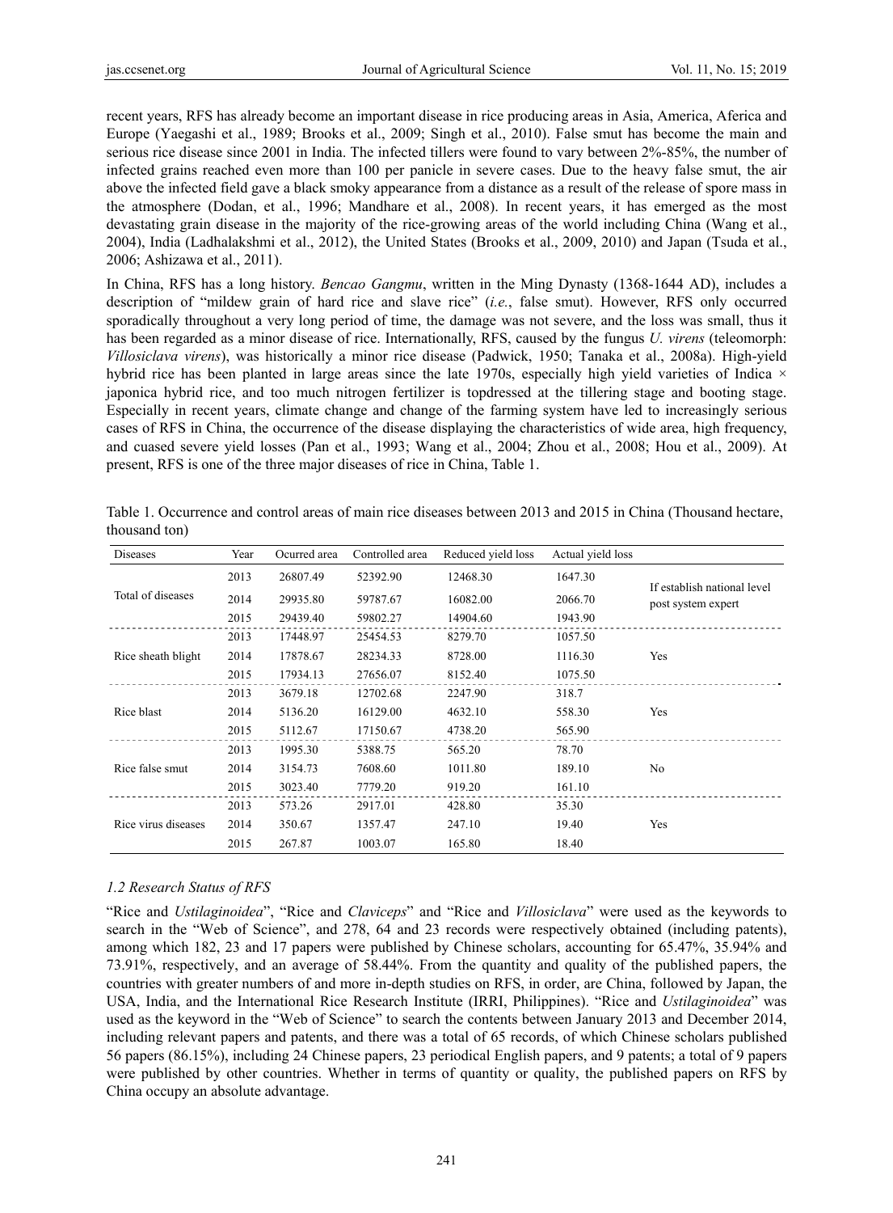recent years, RFS has already become an important disease in rice producing areas in Asia, America, Aferica and Europe (Yaegashi et al., 1989; Brooks et al., 2009; Singh et al., 2010). False smut has become the main and serious rice disease since 2001 in India. The infected tillers were found to vary between 2%-85%, the number of infected grains reached even more than 100 per panicle in severe cases. Due to the heavy false smut, the air above the infected field gave a black smoky appearance from a distance as a result of the release of spore mass in the atmosphere (Dodan, et al., 1996; Mandhare et al., 2008). In recent years, it has emerged as the most devastating grain disease in the majority of the rice-growing areas of the world including China (Wang et al., 2004), India (Ladhalakshmi et al., 2012), the United States (Brooks et al., 2009, 2010) and Japan (Tsuda et al., 2006; Ashizawa et al., 2011).

In China, RFS has a long history. *Bencao Gangmu*, written in the Ming Dynasty (1368-1644 AD), includes a description of "mildew grain of hard rice and slave rice" (*i.e.*, false smut). However, RFS only occurred sporadically throughout a very long period of time, the damage was not severe, and the loss was small, thus it has been regarded as a minor disease of rice. Internationally, RFS, caused by the fungus *U. virens* (teleomorph: *Villosiclava virens*), was historically a minor rice disease (Padwick, 1950; Tanaka et al., 2008a). High-yield hybrid rice has been planted in large areas since the late 1970s, especially high yield varieties of Indica × japonica hybrid rice, and too much nitrogen fertilizer is topdressed at the tillering stage and booting stage. Especially in recent years, climate change and change of the farming system have led to increasingly serious cases of RFS in China, the occurrence of the disease displaying the characteristics of wide area, high frequency, and cuased severe yield losses (Pan et al., 1993; Wang et al., 2004; Zhou et al., 2008; Hou et al., 2009). At present, RFS is one of the three major diseases of rice in China, Table 1.

Table 1. Occurrence and control areas of main rice diseases between 2013 and 2015 in China (Thousand hectare, thousand ton)

| Diseases | Year | Ocurred area | Controlled area | Reduced yield loss | Actual yield loss | If establish national level post system expert |
|---|---|---|---|---|---|---|
| Total of diseases | 2013 | 26807.49 | 52392.90 | 12468.30 | 1647.30 | |
| | 2014 | 29935.80 | 59787.67 | 16082.00 | 2066.70 | |
| | 2015 | 29439.40 | 59802.27 | 14904.60 | 1943.90 | |
| Rice sheath blight | 2013 | 17448.97 | 25454.53 | 8279.70 | 1057.50 | Yes |
| | 2014 | 17878.67 | 28234.33 | 8728.00 | 1116.30 | |
| | 2015 | 17934.13 | 27656.07 | 8152.40 | 1075.50 | |
| Rice blast | 2013 | 3679.18 | 12702.68 | 2247.90 | 318.7 | Yes |
| | 2014 | 5136.20 | 16129.00 | 4632.10 | 558.30 | |
| | 2015 | 5112.67 | 17150.67 | 4738.20 | 565.90 | |
| Rice false smut | 2013 | 1995.30 | 5388.75 | 565.20 | 78.70 | No |
| | 2014 | 3154.73 | 7608.60 | 1011.80 | 189.10 | |
| | 2015 | 3023.40 | 7779.20 | 919.20 | 161.10 | |
| Rice virus diseases | 2013 | 573.26 | 2917.01 | 428.80 | 35.30 | Yes |
| | 2014 | 350.67 | 1357.47 | 247.10 | 19.40 | |
| | 2015 | 267.87 | 1003.07 | 165.80 | 18.40 | |

### 1.2 Research Status of RFS

"Rice and *Ustilaginoidea*", "Rice and *Claviceps*" and "Rice and *Villosiclava*" were used as the keywords to search in the "Web of Science", and 278, 64 and 23 records were respectively obtained (including patents), among which 182, 23 and 17 papers were published by Chinese scholars, accounting for 65.47%, 35.94% and 73.91%, respectively, and an average of 58.44%. From the quantity and quality of the published papers, the countries with greater numbers of and more in-depth studies on RFS, in order, are China, followed by Japan, the USA, India, and the International Rice Research Institute (IRRI, Philippines). "Rice and *Ustilaginoidea*" was used as the keyword in the "Web of Science" to search the contents between January 2013 and December 2014, including relevant papers and patents, and there was a total of 65 records, of which Chinese scholars published 56 papers (86.15%), including 24 Chinese papers, 23 periodical English papers, and 9 patents; a total of 9 papers were published by other countries. Whether in terms of quantity or quality, the published papers on RFS by China occupy an absolute advantage.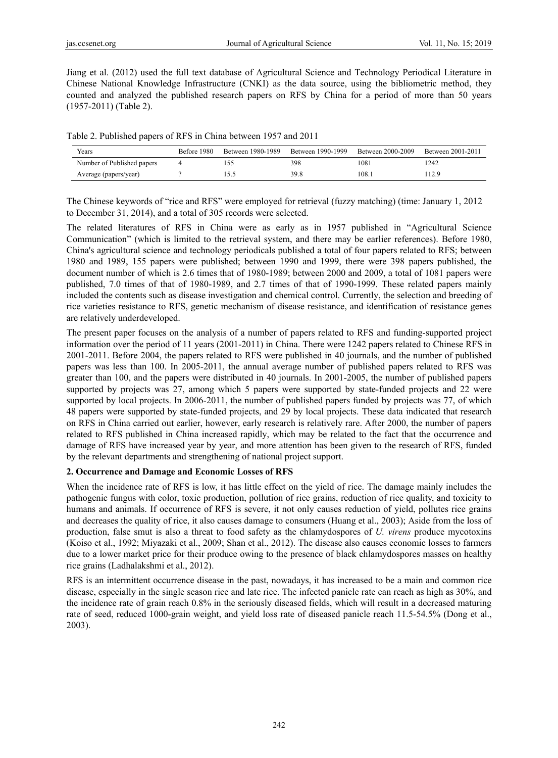Jiang et al. (2012) used the full text database of Agricultural Science and Technology Periodical Literature in Chinese National Knowledge Infrastructure (CNKI) as the data source, using the bibliometric method, they counted and analyzed the published research papers on RFS by China for a period of more than 50 years (1957-2011) (Table 2).

Table 2. Published papers of RFS in China between 1957 and 2011

| Years | Before 1980 | Between 1980-1989 | Between 1990-1999 | Between 2000-2009 | Between 2001-2011 |
|---|---|---|---|---|---|
| Number of Published papers | 4 | 155 | 398 | 1081 | 1242 |
| Average (papers/year) | ? | 15.5 | 39.8 | 108.1 | 112.9 |

The Chinese keywords of "rice and RFS" were employed for retrieval (fuzzy matching) (time: January 1, 2012 to December 31, 2014), and a total of 305 records were selected.

The related literatures of RFS in China were as early as in 1957 published in "Agricultural Science Communication" (which is limited to the retrieval system, and there may be earlier references). Before 1980, China's agricultural science and technology periodicals published a total of four papers related to RFS; between 1980 and 1989, 155 papers were published; between 1990 and 1999, there were 398 papers published, the document number of which is 2.6 times that of 1980-1989; between 2000 and 2009, a total of 1081 papers were published, 7.0 times of that of 1980-1989, and 2.7 times of that of 1990-1999. These related papers mainly included the contents such as disease investigation and chemical control. Currently, the selection and breeding of rice varieties resistance to RFS, genetic mechanism of disease resistance, and identification of resistance genes are relatively underdeveloped.

The present paper focuses on the analysis of a number of papers related to RFS and funding-supported project information over the period of 11 years (2001-2011) in China. There were 1242 papers related to Chinese RFS in 2001-2011. Before 2004, the papers related to RFS were published in 40 journals, and the number of published papers was less than 100. In 2005-2011, the annual average number of published papers related to RFS was greater than 100, and the papers were distributed in 40 journals. In 2001-2005, the number of published papers supported by projects was 27, among which 5 papers were supported by state-funded projects and 22 were supported by local projects. In 2006-2011, the number of published papers funded by projects was 77, of which 48 papers were supported by state-funded projects, and 29 by local projects. These data indicated that research on RFS in China carried out earlier, however, early research is relatively rare. After 2000, the number of papers related to RFS published in China increased rapidly, which may be related to the fact that the occurrence and damage of RFS have increased year by year, and more attention has been given to the research of RFS, funded by the relevant departments and strengthening of national project support.

## 2. Occurrence and Damage and Economic Losses of RFS

When the incidence rate of RFS is low, it has little effect on the yield of rice. The damage mainly includes the pathogenic fungus with color, toxic production, pollution of rice grains, reduction of rice quality, and toxicity to humans and animals. If occurrence of RFS is severe, it not only causes reduction of yield, pollutes rice grains and decreases the quality of rice, it also causes damage to consumers (Huang et al., 2003); Aside from the loss of production, false smut is also a threat to food safety as the chlamydospores of *U. virens* produce mycotoxins (Koiso et al., 1992; Miyazaki et al., 2009; Shan et al., 2012). The disease also causes economic losses to farmers due to a lower market price for their produce owing to the presence of black chlamydospores masses on healthy rice grains (Ladhalakshmi et al., 2012).

RFS is an intermittent occurrence disease in the past, nowadays, it has increased to be a main and common rice disease, especially in the single season rice and late rice. The infected panicle rate can reach as high as 30%, and the incidence rate of grain reach 0.8% in the seriously diseased fields, which will result in a decreased maturing rate of seed, reduced 1000-grain weight, and yield loss rate of diseased panicle reach 11.5-54.5% (Dong et al., 2003).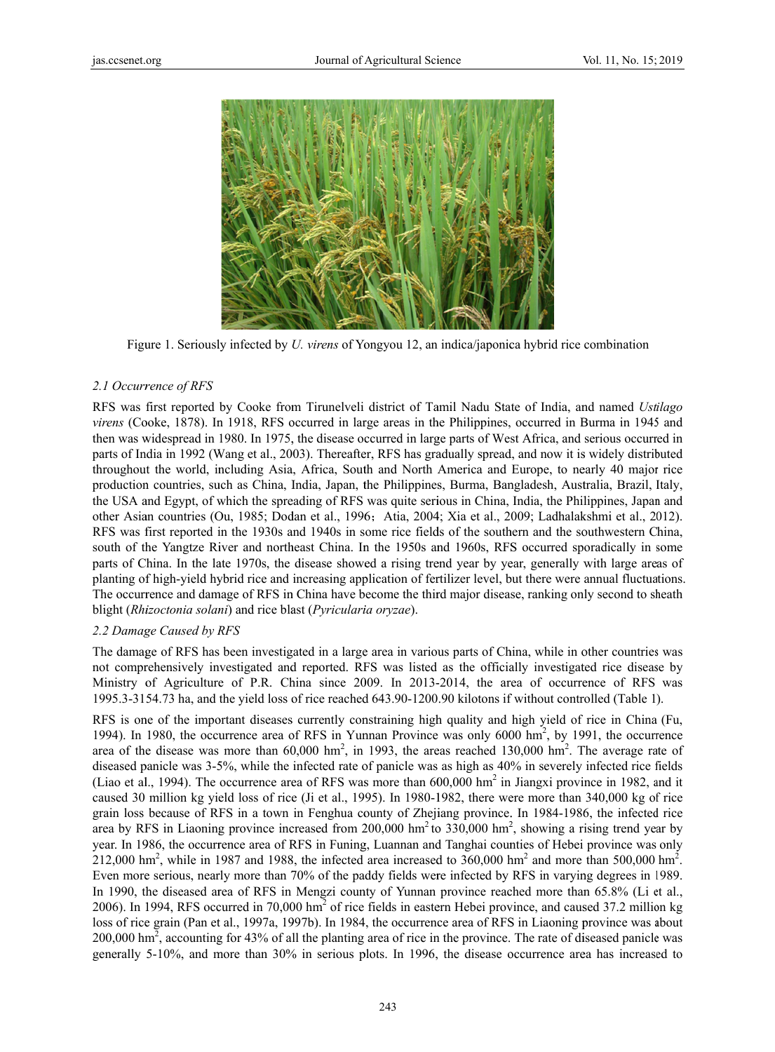Figure 1. Seriously infected by *U. virens* of Yongyou 12, an indica/japonica hybrid rice combination

### 2.1 Occurrence of RFS

RFS was first reported by Cooke from Tirunelveli district of Tamil Nadu State of India, and named *Ustilago virens* (Cooke, 1878). In 1918, RFS occurred in large areas in the Philippines, occurred in Burma in 1945 and then was widespread in 1980. In 1975, the disease occurred in large parts of West Africa, and serious occurred in parts of India in 1992 (Wang et al., 2003). Thereafter, RFS has gradually spread, and now it is widely distributed throughout the world, including Asia, Africa, South and North America and Europe, to nearly 40 major rice production countries, such as China, India, Japan, the Philippines, Burma, Bangladesh, Australia, Brazil, Italy, the USA and Egypt, of which the spreading of RFS was quite serious in China, India, the Philippines, Japan and other Asian countries (Ou, 1985; Dodan et al., 1996；Atia, 2004; Xia et al., 2009; Ladhalakshmi et al., 2012). RFS was first reported in the 1930s and 1940s in some rice fields of the southern and the southwestern China, south of the Yangtze River and northeast China. In the 1950s and 1960s, RFS occurred sporadically in some parts of China. In the late 1970s, the disease showed a rising trend year by year, generally with large areas of planting of high-yield hybrid rice and increasing application of fertilizer level, but there were annual fluctuations. The occurrence and damage of RFS in China have become the third major disease, ranking only second to sheath blight (*Rhizoctonia solani*) and rice blast (*Pyricularia oryzae*).

### 2.2 Damage Caused by RFS

The damage of RFS has been investigated in a large area in various parts of China, while in other countries was not comprehensively investigated and reported. RFS was listed as the officially investigated rice disease by Ministry of Agriculture of P.R. China since 2009. In 2013-2014, the area of occurrence of RFS was 1995.3-3154.73 ha, and the yield loss of rice reached 643.90-1200.90 kilotons if without controlled (Table 1).

RFS is one of the important diseases currently constraining high quality and high yield of rice in China (Fu, 1994). In 1980, the occurrence area of RFS in Yunnan Province was only 6000 $hm^2$, by 1991, the occurrence area of the disease was more than 60,000 $hm^2$, in 1993, the areas reached 130,000 $hm^2$. The average rate of diseased panicle was 3-5%, while the infected rate of panicle was as high as 40% in severely infected rice fields (Liao et al., 1994). The occurrence area of RFS was more than 600,000 $hm^2$ in Jiangxi province in 1982, and it caused 30 million kg yield loss of rice (Ji et al., 1995). In 1980-1982, there were more than 340,000 kg of rice grain loss because of RFS in a town in Fenghua county of Zhejiang province. In 1984-1986, the infected rice area by RFS in Liaoning province increased from 200,000 $hm^2$ to 330,000 $hm^2$, showing a rising trend year by year. In 1986, the occurrence area of RFS in Funing, Luannan and Tanghai counties of Hebei province was only 212,000 $hm^2$, while in 1987 and 1988, the infected area increased to 360,000 $hm^2$ and more than 500,000 $hm^2$. Even more serious, nearly more than 70% of the paddy fields were infected by RFS in varying degrees in 1989. In 1990, the diseased area of RFS in Mengzi county of Yunnan province reached more than 65.8% (Li et al., 2006). In 1994, RFS occurred in 70,000 $hm^2$ of rice fields in eastern Hebei province, and caused 37.2 million kg loss of rice grain (Pan et al., 1997a, 1997b). In 1984, the occurrence area of RFS in Liaoning province was about 200,000 $hm^2$, accounting for 43% of all the planting area of rice in the province. The rate of diseased panicle was generally 5-10%, and more than 30% in serious plots. In 1996, the disease occurrence area has increased to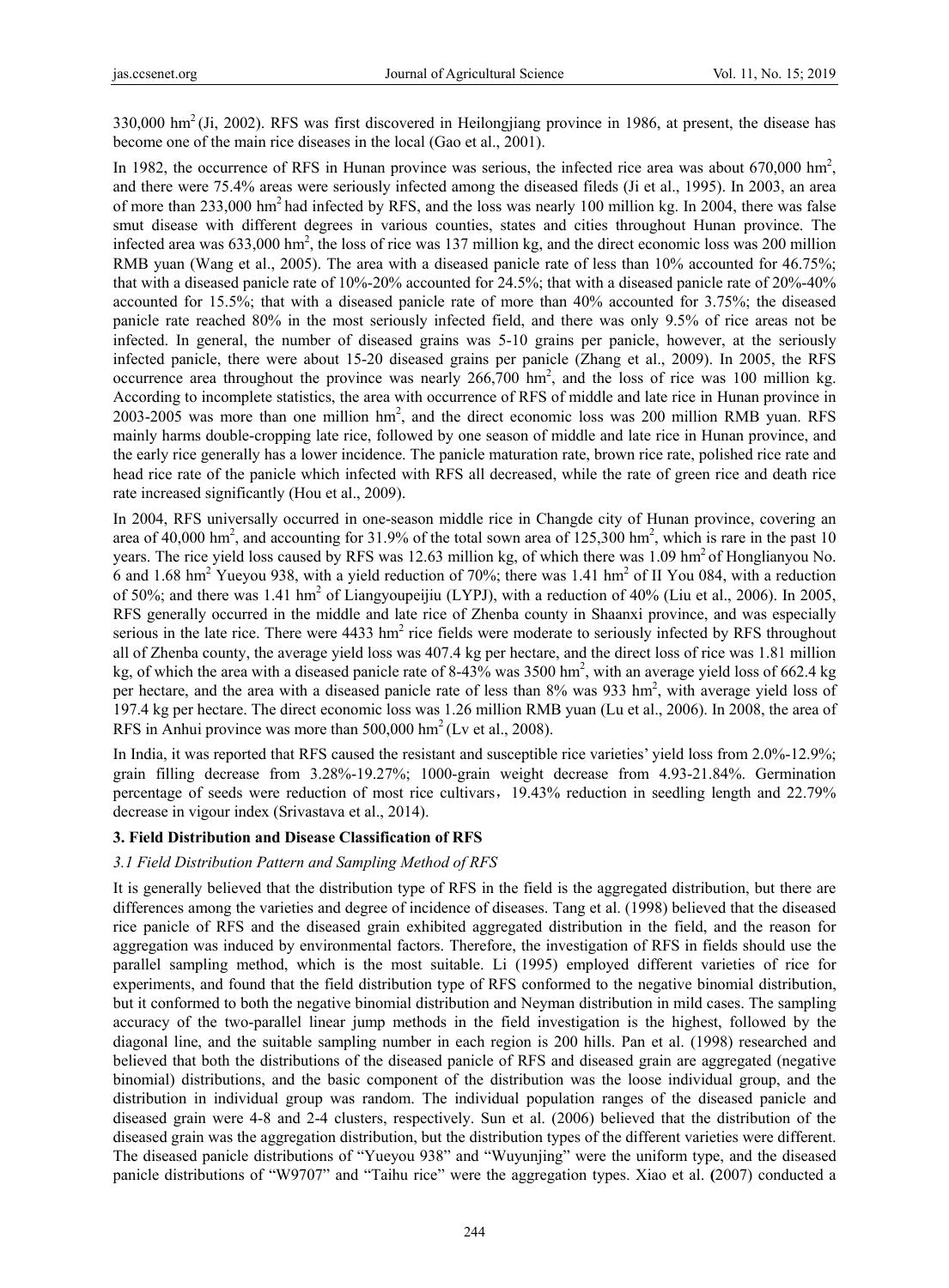330,000 hm$^2$ (Ji, 2002). RFS was first discovered in Heilongjiang province in 1986, at present, the disease has become one of the main rice diseases in the local (Gao et al., 2001).

In 1982, the occurrence of RFS in Hunan province was serious, the infected rice area was about 670,000 hm$^2$, and there were 75.4% areas were seriously infected among the diseased fileds (Ji et al., 1995). In 2003, an area of more than 233,000 hm$^2$ had infected by RFS, and the loss was nearly 100 million kg. In 2004, there was false smut disease with different degrees in various counties, states and cities throughout Hunan province. The infected area was 633,000 hm$^2$, the loss of rice was 137 million kg, and the direct economic loss was 200 million RMB yuan (Wang et al., 2005). The area with a diseased panicle rate of less than 10% accounted for 46.75%; that with a diseased panicle rate of 10%-20% accounted for 24.5%; that with a diseased panicle rate of 20%-40% accounted for 15.5%; that with a diseased panicle rate of more than 40% accounted for 3.75%; the diseased panicle rate reached 80% in the most seriously infected field, and there was only 9.5% of rice areas not be infected. In general, the number of diseased grains was 5-10 grains per panicle, however, at the seriously infected panicle, there were about 15-20 diseased grains per panicle (Zhang et al., 2009). In 2005, the RFS occurrence area throughout the province was nearly 266,700 hm$^2$, and the loss of rice was 100 million kg. According to incomplete statistics, the area with occurrence of RFS of middle and late rice in Hunan province in 2003-2005 was more than one million hm$^2$, and the direct economic loss was 200 million RMB yuan. RFS mainly harms double-cropping late rice, followed by one season of middle and late rice in Hunan province, and the early rice generally has a lower incidence. The panicle maturation rate, brown rice rate, polished rice rate and head rice rate of the panicle which infected with RFS all decreased, while the rate of green rice and death rice rate increased significantly (Hou et al., 2009).

In 2004, RFS universally occurred in one-season middle rice in Changde city of Hunan province, covering an area of 40,000 hm$^2$, and accounting for 31.9% of the total sown area of 125,300 hm$^2$, which is rare in the past 10 years. The rice yield loss caused by RFS was 12.63 million kg, of which there was 1.09 hm$^2$ of Honglianyou No. 6 and 1.68 hm$^2$ Yueyou 938, with a yield reduction of 70%; there was 1.41 hm$^2$ of II You 084, with a reduction of 50%; and there was 1.41 hm$^2$ of Liangyoupeijiu (LYPJ), with a reduction of 40% (Liu et al., 2006). In 2005, RFS generally occurred in the middle and late rice of Zhenba county in Shaanxi province, and was especially serious in the late rice. There were 4433 hm$^2$ rice fields were moderate to seriously infected by RFS throughout all of Zhenba county, the average yield loss was 407.4 kg per hectare, and the direct loss of rice was 1.81 million kg, of which the area with a diseased panicle rate of 8-43% was 3500 hm$^2$, with an average yield loss of 662.4 kg per hectare, and the area with a diseased panicle rate of less than 8% was 933 hm$^2$, with average yield loss of 197.4 kg per hectare. The direct economic loss was 1.26 million RMB yuan (Lu et al., 2006). In 2008, the area of RFS in Anhui province was more than 500,000 hm$^2$ (Lv et al., 2008).

In India, it was reported that RFS caused the resistant and susceptible rice varieties' yield loss from 2.0%-12.9%; grain filling decrease from 3.28%-19.27%; 1000-grain weight decrease from 4.93-21.84%. Germination percentage of seeds were reduction of most rice cultivars，19.43% reduction in seedling length and 22.79% decrease in vigour index (Srivastava et al., 2014).

## 3. Field Distribution and Disease Classification of RFS

### 3.1 Field Distribution Pattern and Sampling Method of RFS

It is generally believed that the distribution type of RFS in the field is the aggregated distribution, but there are differences among the varieties and degree of incidence of diseases. Tang et al. (1998) believed that the diseased rice panicle of RFS and the diseased grain exhibited aggregated distribution in the field, and the reason for aggregation was induced by environmental factors. Therefore, the investigation of RFS in fields should use the parallel sampling method, which is the most suitable. Li (1995) employed different varieties of rice for experiments, and found that the field distribution type of RFS conformed to the negative binomial distribution, but it conformed to both the negative binomial distribution and Neyman distribution in mild cases. The sampling accuracy of the two-parallel linear jump methods in the field investigation is the highest, followed by the diagonal line, and the suitable sampling number in each region is 200 hills. Pan et al. (1998) researched and believed that both the distributions of the diseased panicle of RFS and diseased grain are aggregated (negative binomial) distributions, and the basic component of the distribution was the loose individual group, and the distribution in individual group was random. The individual population ranges of the diseased panicle and diseased grain were 4-8 and 2-4 clusters, respectively. Sun et al. (2006) believed that the distribution of the diseased grain was the aggregation distribution, but the distribution types of the different varieties were different. The diseased panicle distributions of "Yueyou 938" and "Wuyunjing" were the uniform type, and the diseased panicle distributions of "W9707" and "Taihu rice" were the aggregation types. Xiao et al. (2007) conducted a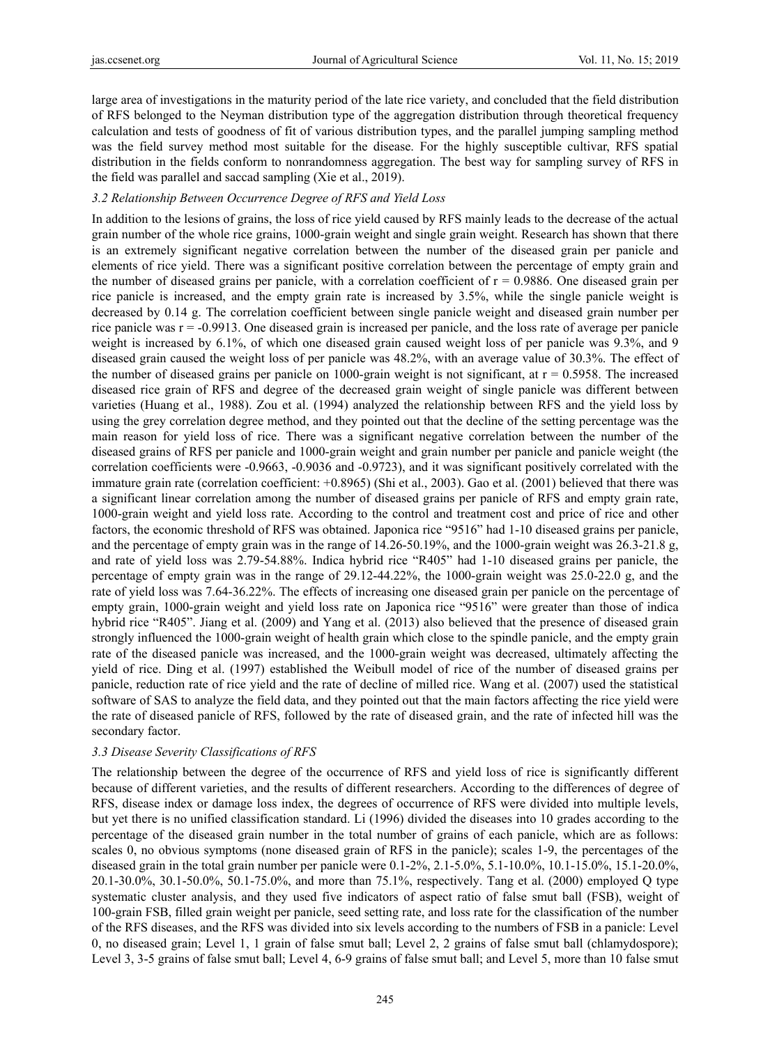large area of investigations in the maturity period of the late rice variety, and concluded that the field distribution of RFS belonged to the Neyman distribution type of the aggregation distribution through theoretical frequency calculation and tests of goodness of fit of various distribution types, and the parallel jumping sampling method was the field survey method most suitable for the disease. For the highly susceptible cultivar, RFS spatial distribution in the fields conform to nonrandomness aggregation. The best way for sampling survey of RFS in the field was parallel and saccad sampling (Xie et al., 2019).

### 3.2 Relationship Between Occurrence Degree of RFS and Yield Loss

In addition to the lesions of grains, the loss of rice yield caused by RFS mainly leads to the decrease of the actual grain number of the whole rice grains, 1000-grain weight and single grain weight. Research has shown that there is an extremely significant negative correlation between the number of the diseased grain per panicle and elements of rice yield. There was a significant positive correlation between the percentage of empty grain and the number of diseased grains per panicle, with a correlation coefficient of $r = 0.9886$. One diseased grain per rice panicle is increased, and the empty grain rate is increased by 3.5%, while the single panicle weight is decreased by 0.14 g. The correlation coefficient between single panicle weight and diseased grain number per rice panicle was $r = -0.9913$. One diseased grain is increased per panicle, and the loss rate of average per panicle weight is increased by 6.1%, of which one diseased grain caused weight loss of per panicle was 9.3%, and 9 diseased grain caused the weight loss of per panicle was 48.2%, with an average value of 30.3%. The effect of the number of diseased grains per panicle on 1000-grain weight is not significant, at $r = 0.5958$. The increased diseased rice grain of RFS and degree of the decreased grain weight of single panicle was different between varieties (Huang et al., 1988). Zou et al. (1994) analyzed the relationship between RFS and the yield loss by using the grey correlation degree method, and they pointed out that the decline of the setting percentage was the main reason for yield loss of rice. There was a significant negative correlation between the number of the diseased grains of RFS per panicle and 1000-grain weight and grain number per panicle and panicle weight (the correlation coefficients were -0.9663, -0.9036 and -0.9723), and it was significant positively correlated with the immature grain rate (correlation coefficient: +0.8965) (Shi et al., 2003). Gao et al. (2001) believed that there was a significant linear correlation among the number of diseased grains per panicle of RFS and empty grain rate, 1000-grain weight and yield loss rate. According to the control and treatment cost and price of rice and other factors, the economic threshold of RFS was obtained. Japonica rice "9516" had 1-10 diseased grains per panicle, and the percentage of empty grain was in the range of 14.26-50.19%, and the 1000-grain weight was 26.3-21.8 g, and rate of yield loss was 2.79-54.88%. Indica hybrid rice "R405" had 1-10 diseased grains per panicle, the percentage of empty grain was in the range of 29.12-44.22%, the 1000-grain weight was 25.0-22.0 g, and the rate of yield loss was 7.64-36.22%. The effects of increasing one diseased grain per panicle on the percentage of empty grain, 1000-grain weight and yield loss rate on Japonica rice "9516" were greater than those of indica hybrid rice "R405". Jiang et al. (2009) and Yang et al. (2013) also believed that the presence of diseased grain strongly influenced the 1000-grain weight of health grain which close to the spindle panicle, and the empty grain rate of the diseased panicle was increased, and the 1000-grain weight was decreased, ultimately affecting the yield of rice. Ding et al. (1997) established the Weibull model of rice of the number of diseased grains per panicle, reduction rate of rice yield and the rate of decline of milled rice. Wang et al. (2007) used the statistical software of SAS to analyze the field data, and they pointed out that the main factors affecting the rice yield were the rate of diseased panicle of RFS, followed by the rate of diseased grain, and the rate of infected hill was the secondary factor.

### 3.3 Disease Severity Classifications of RFS

The relationship between the degree of the occurrence of RFS and yield loss of rice is significantly different because of different varieties, and the results of different researchers. According to the differences of degree of RFS, disease index or damage loss index, the degrees of occurrence of RFS were divided into multiple levels, but yet there is no unified classification standard. Li (1996) divided the diseases into 10 grades according to the percentage of the diseased grain number in the total number of grains of each panicle, which are as follows: scales 0, no obvious symptoms (none diseased grain of RFS in the panicle); scales 1-9, the percentages of the diseased grain in the total grain number per panicle were 0.1-2%, 2.1-5.0%, 5.1-10.0%, 10.1-15.0%, 15.1-20.0%, 20.1-30.0%, 30.1-50.0%, 50.1-75.0%, and more than 75.1%, respectively. Tang et al. (2000) employed Q type systematic cluster analysis, and they used five indicators of aspect ratio of false smut ball (FSB), weight of 100-grain FSB, filled grain weight per panicle, seed setting rate, and loss rate for the classification of the number of the RFS diseases, and the RFS was divided into six levels according to the numbers of FSB in a panicle: Level 0, no diseased grain; Level 1, 1 grain of false smut ball; Level 2, 2 grains of false smut ball (chlamydospore); Level 3, 3-5 grains of false smut ball; Level 4, 6-9 grains of false smut ball; and Level 5, more than 10 false smut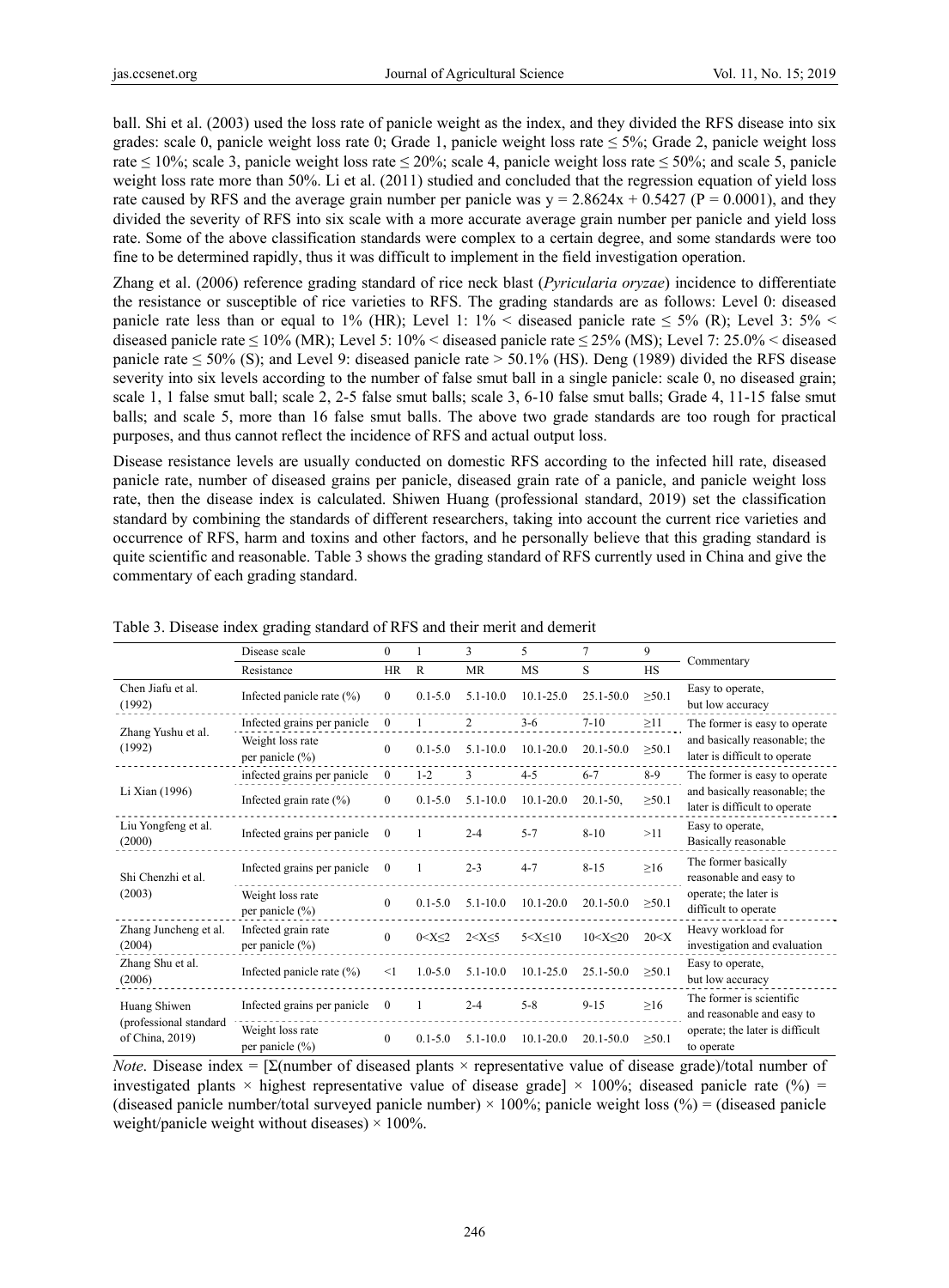ball. Shi et al. (2003) used the loss rate of panicle weight as the index, and they divided the RFS disease into six grades: scale 0, panicle weight loss rate 0; Grade 1, panicle weight loss rate ≤ 5%; Grade 2, panicle weight loss rate ≤ 10%; scale 3, panicle weight loss rate ≤ 20%; scale 4, panicle weight loss rate ≤ 50%; and scale 5, panicle weight loss rate more than 50%. Li et al. (2011) studied and concluded that the regression equation of yield loss rate caused by RFS and the average grain number per panicle was $y = 2.8624x + 0.5427$ ($P = 0.0001$), and they divided the severity of RFS into six scale with a more accurate average grain number per panicle and yield loss rate. Some of the above classification standards were complex to a certain degree, and some standards were too fine to be determined rapidly, thus it was difficult to implement in the field investigation operation.

Zhang et al. (2006) reference grading standard of rice neck blast (*Pyricularia oryzae*) incidence to differentiate the resistance or susceptible of rice varieties to RFS. The grading standards are as follows: Level 0: diseased panicle rate less than or equal to 1% (HR); Level 1: 1% < diseased panicle rate ≤ 5% (R); Level 3: 5% < diseased panicle rate ≤ 10% (MR); Level 5: 10% < diseased panicle rate ≤ 25% (MS); Level 7: 25.0% < diseased panicle rate ≤ 50% (S); and Level 9: diseased panicle rate > 50.1% (HS). Deng (1989) divided the RFS disease severity into six levels according to the number of false smut ball in a single panicle: scale 0, no diseased grain; scale 1, 1 false smut ball; scale 2, 2-5 false smut balls; scale 3, 6-10 false smut balls; Grade 4, 11-15 false smut balls; and scale 5, more than 16 false smut balls. The above two grade standards are too rough for practical purposes, and thus cannot reflect the incidence of RFS and actual output loss.

Disease resistance levels are usually conducted on domestic RFS according to the infected hill rate, diseased panicle rate, number of diseased grains per panicle, diseased grain rate of a panicle, and panicle weight loss rate, then the disease index is calculated. Shiwen Huang (professional standard, 2019) set the classification standard by combining the standards of different researchers, taking into account the current rice varieties and occurrence of RFS, harm and toxins and other factors, and he personally believe that this grading standard is quite scientific and reasonable. Table 3 shows the grading standard of RFS currently used in China and give the commentary of each grading standard.

Table 3. Disease index grading standard of RFS and their merit and demerit

| | Disease scale | 0 | 1 | 3 | 5 | 7 | 9 | Commentary |
|---|---|---|---|---|---|---|---|---|
| | Resistance | HR | R | MR | MS | S | HS | |
| Chen Jiafu et al. (1992) | Infected panicle rate (%) | 0 | 0.1-5.0 | 5.1-10.0 | 10.1-25.0 | 25.1-50.0 | ≥50.1 | Easy to operate, but low accuracy |
| Zhang Yushu et al. (1992) | Infected grains per panicle | 0 | 1 | 2 | 3-6 | 7-10 | ≥11 | The former is easy to operate and basically reasonable; the later is difficult to operate |
| | Weight loss rate per panicle (%) | 0 | 0.1-5.0 | 5.1-10.0 | 10.1-20.0 | 20.1-50.0 | ≥50.1 | |
| Li Xian (1996) | infected grains per panicle | 0 | 1-2 | 3 | 4-5 | 6-7 | 8-9 | The former is easy to operate and basically reasonable; the later is difficult to operate |
| | Infected grain rate (%) | 0 | 0.1-5.0 | 5.1-10.0 | 10.1-20.0 | 20.1-50, | ≥50.1 | |
| Liu Yongfeng et al. (2000) | Infected grains per panicle | 0 | 1 | 2-4 | 5-7 | 8-10 | >11 | Easy to operate, Basically reasonable |
| Shi Chenzhi et al. (2003) | Infected grains per panicle | 0 | 1 | 2-3 | 4-7 | 8-15 | ≥16 | The former basically reasonable and easy to operate; the later is difficult to operate |
| | Weight loss rate per panicle (%) | 0 | 0.1-5.0 | 5.1-10.0 | 10.1-20.0 | 20.1-50.0 | ≥50.1 | |
| Zhang Juncheng et al. (2004) | Infected grain rate per panicle (%) | 0 | 0<X≤2 | 2<X≤5 | 5<X≤10 | 10<X≤20 | 20<X | Heavy workload for investigation and evaluation |
| Zhang Shu et al. (2006) | Infected panicle rate (%) | <1 | 1.0-5.0 | 5.1-10.0 | 10.1-25.0 | 25.1-50.0 | ≥50.1 | Easy to operate, but low accuracy |
| Huang Shiwen (professional standard of China, 2019) | Infected grains per panicle | 0 | 1 | 2-4 | 5-8 | 9-15 | ≥16 | The former is scientific and reasonable and easy to operate; the later is difficult to operate |
| | Weight loss rate per panicle (%) | 0 | 0.1-5.0 | 5.1-10.0 | 10.1-20.0 | 20.1-50.0 | ≥50.1 | |

*Note*. Disease index = [Σ(number of diseased plants × representative value of disease grade)/total number of investigated plants × highest representative value of disease grade] × 100%; diseased panicle rate (%) = (diseased panicle number/total surveyed panicle number) × 100%; panicle weight loss (%) = (diseased panicle weight/panicle weight without diseases) × 100%.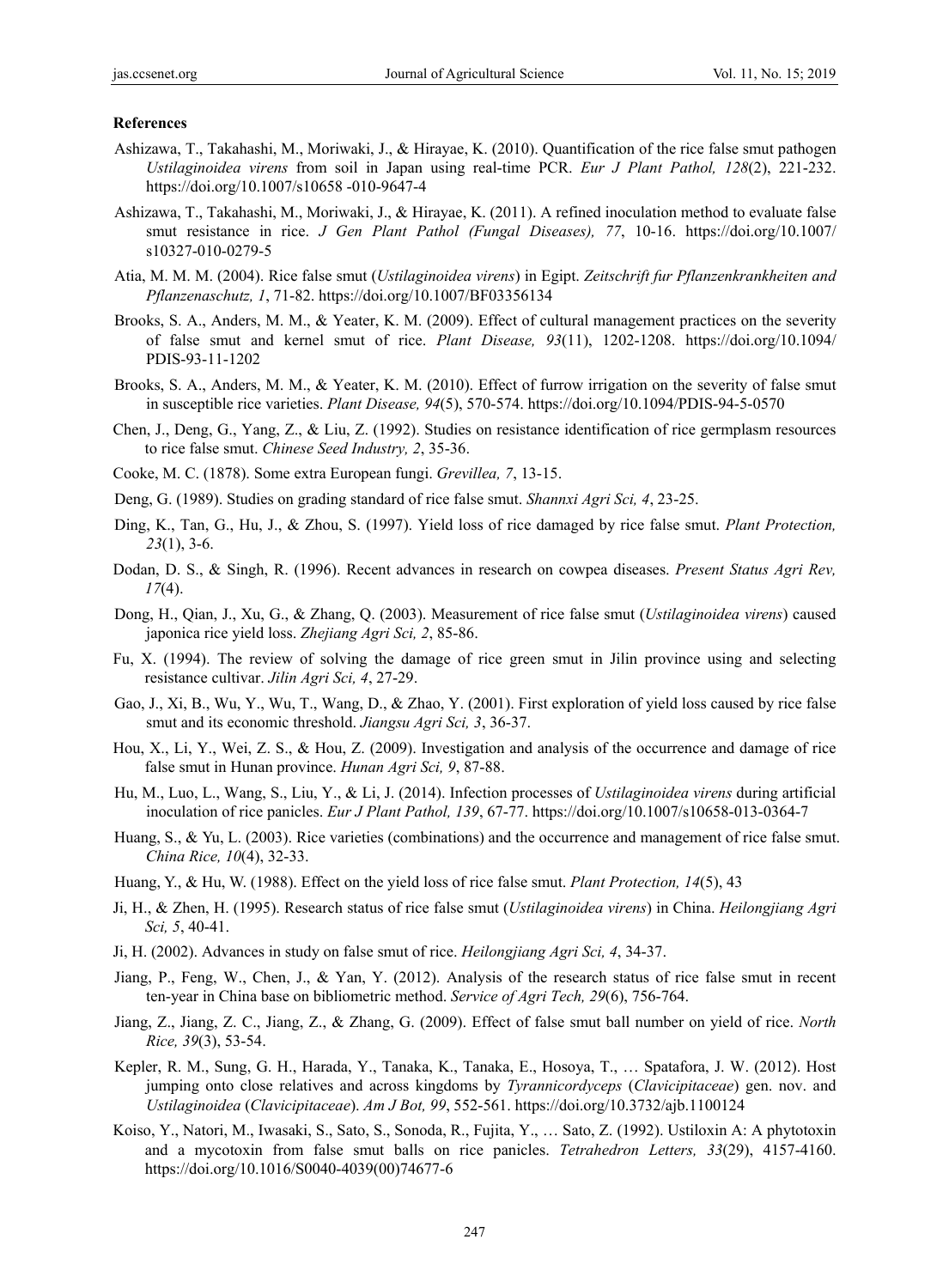**References**

Ashizawa, T., Takahashi, M., Moriwaki, J., & Hirayae, K. (2010). Quantification of the rice false smut pathogen *Ustilaginoidea virens* from soil in Japan using real-time PCR. *Eur J Plant Pathol, 128*(2), 221-232. https://doi.org/10.1007/s10658 -010-9647-4

Ashizawa, T., Takahashi, M., Moriwaki, J., & Hirayae, K. (2011). A refined inoculation method to evaluate false smut resistance in rice. *J Gen Plant Pathol (Fungal Diseases), 77*, 10-16. https://doi.org/10.1007/s10327-010-0279-5

Atia, M. M. M. (2004). Rice false smut (*Ustilaginoidea virens*) in Egipt. *Zeitschrift fur Pflanzenkrankheiten and Pflanzenaschutz, 1*, 71-82. https://doi.org/10.1007/BF03356134

Brooks, S. A., Anders, M. M., & Yeater, K. M. (2009). Effect of cultural management practices on the severity of false smut and kernel smut of rice. *Plant Disease, 93*(11), 1202-1208. https://doi.org/10.1094/PDIS-93-11-1202

Brooks, S. A., Anders, M. M., & Yeater, K. M. (2010). Effect of furrow irrigation on the severity of false smut in susceptible rice varieties. *Plant Disease, 94*(5), 570-574. https://doi.org/10.1094/PDIS-94-5-0570

Chen, J., Deng, G., Yang, Z., & Liu, Z. (1992). Studies on resistance identification of rice germplasm resources to rice false smut. *Chinese Seed Industry, 2*, 35-36.

Cooke, M. C. (1878). Some extra European fungi. *Grevillea, 7*, 13-15.

Deng, G. (1989). Studies on grading standard of rice false smut. *Shannxi Agri Sci, 4*, 23-25.

Ding, K., Tan, G., Hu, J., & Zhou, S. (1997). Yield loss of rice damaged by rice false smut. *Plant Protection, 23*(1), 3-6.

Dodan, D. S., & Singh, R. (1996). Recent advances in research on cowpea diseases. *Present Status Agri Rev, 17*(4).

Dong, H., Qian, J., Xu, G., & Zhang, Q. (2003). Measurement of rice false smut (*Ustilaginoidea virens*) caused japonica rice yield loss. *Zhejiang Agri Sci, 2*, 85-86.

Fu, X. (1994). The review of solving the damage of rice green smut in Jilin province using and selecting resistance cultivar. *Jilin Agri Sci, 4*, 27-29.

Gao, J., Xi, B., Wu, Y., Wu, T., Wang, D., & Zhao, Y. (2001). First exploration of yield loss caused by rice false smut and its economic threshold. *Jiangsu Agri Sci, 3*, 36-37.

Hou, X., Li, Y., Wei, Z. S., & Hou, Z. (2009). Investigation and analysis of the occurrence and damage of rice false smut in Hunan province. *Hunan Agri Sci, 9*, 87-88.

Hu, M., Luo, L., Wang, S., Liu, Y., & Li, J. (2014). Infection processes of *Ustilaginoidea virens* during artificial inoculation of rice panicles. *Eur J Plant Pathol, 139*, 67-77. https://doi.org/10.1007/s10658-013-0364-7

Huang, S., & Yu, L. (2003). Rice varieties (combinations) and the occurrence and management of rice false smut. *China Rice, 10*(4), 32-33.

Huang, Y., & Hu, W. (1988). Effect on the yield loss of rice false smut. *Plant Protection, 14*(5), 43

Ji, H., & Zhen, H. (1995). Research status of rice false smut (*Ustilaginoidea virens*) in China. *Heilongjiang Agri Sci, 5*, 40-41.

Ji, H. (2002). Advances in study on false smut of rice. *Heilongjiang Agri Sci, 4*, 34-37.

Jiang, P., Feng, W., Chen, J., & Yan, Y. (2012). Analysis of the research status of rice false smut in recent ten-year in China base on bibliometric method. *Service of Agri Tech, 29*(6), 756-764.

Jiang, Z., Jiang, Z. C., Jiang, Z., & Zhang, G. (2009). Effect of false smut ball number on yield of rice. *North Rice, 39*(3), 53-54.

Kepler, R. M., Sung, G. H., Harada, Y., Tanaka, K., Tanaka, E., Hosoya, T., … Spatafora, J. W. (2012). Host jumping onto close relatives and across kingdoms by *Tyrannicordyceps* (*Clavicipitaceae*) gen. nov. and *Ustilaginoidea* (*Clavicipitaceae*). *Am J Bot, 99*, 552-561. https://doi.org/10.3732/ajb.1100124

Koiso, Y., Natori, M., Iwasaki, S., Sato, S., Sonoda, R., Fujita, Y., … Sato, Z. (1992). Ustiloxin A: A phytotoxin and a mycotoxin from false smut balls on rice panicles. *Tetrahedron Letters, 33*(29), 4157-4160. https://doi.org/10.1016/S0040-4039(00)74677-6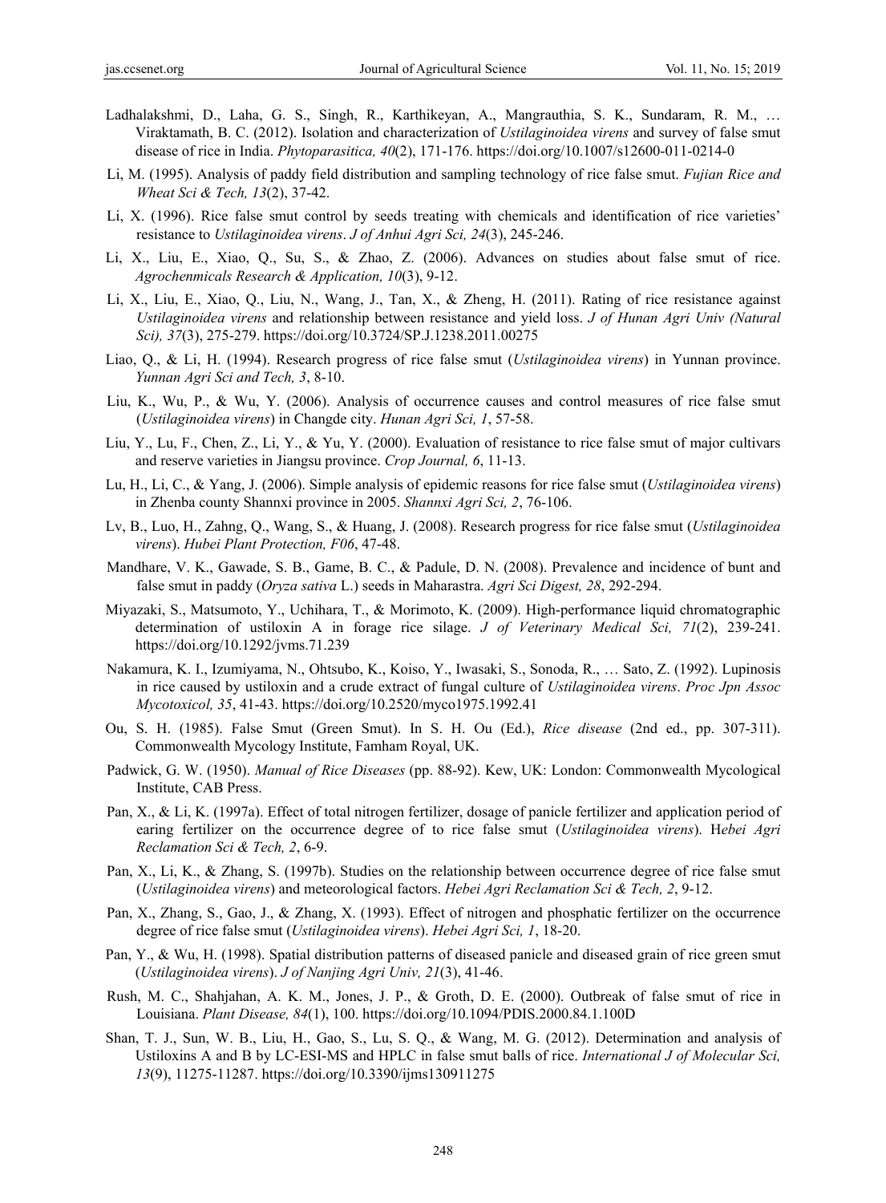Ladhalakshmi, D., Laha, G. S., Singh, R., Karthikeyan, A., Mangrauthia, S. K., Sundaram, R. M., … Viraktamath, B. C. (2012). Isolation and characterization of *Ustilaginoidea virens* and survey of false smut disease of rice in India. *Phytoparasitica, 40*(2), 171-176. https://doi.org/10.1007/s12600-011-0214-0

Li, M. (1995). Analysis of paddy field distribution and sampling technology of rice false smut. *Fujian Rice and Wheat Sci & Tech, 13*(2), 37-42.

Li, X. (1996). Rice false smut control by seeds treating with chemicals and identification of rice varieties' resistance to *Ustilaginoidea virens*. *J of Anhui Agri Sci, 24*(3), 245-246.

Li, X., Liu, E., Xiao, Q., Su, S., & Zhao, Z. (2006). Advances on studies about false smut of rice. *Agrochenmicals Research & Application, 10*(3), 9-12.

Li, X., Liu, E., Xiao, Q., Liu, N., Wang, J., Tan, X., & Zheng, H. (2011). Rating of rice resistance against *Ustilaginoidea virens* and relationship between resistance and yield loss. *J of Hunan Agri Univ (Natural Sci), 37*(3), 275-279. https://doi.org/10.3724/SP.J.1238.2011.00275

Liao, Q., & Li, H. (1994). Research progress of rice false smut (*Ustilaginoidea virens*) in Yunnan province. *Yunnan Agri Sci and Tech, 3*, 8-10.

Liu, K., Wu, P., & Wu, Y. (2006). Analysis of occurrence causes and control measures of rice false smut (*Ustilaginoidea virens*) in Changde city. *Hunan Agri Sci, 1*, 57-58.

Liu, Y., Lu, F., Chen, Z., Li, Y., & Yu, Y. (2000). Evaluation of resistance to rice false smut of major cultivars and reserve varieties in Jiangsu province. *Crop Journal, 6*, 11-13.

Lu, H., Li, C., & Yang, J. (2006). Simple analysis of epidemic reasons for rice false smut (*Ustilaginoidea virens*) in Zhenba county Shannxi province in 2005. *Shannxi Agri Sci, 2*, 76-106.

Lv, B., Luo, H., Zahng, Q., Wang, S., & Huang, J. (2008). Research progress for rice false smut (*Ustilaginoidea virens*). *Hubei Plant Protection, F06*, 47-48.

Mandhare, V. K., Gawade, S. B., Game, B. C., & Padule, D. N. (2008). Prevalence and incidence of bunt and false smut in paddy (*Oryza sativa* L.) seeds in Maharastra. *Agri Sci Digest, 28*, 292-294.

Miyazaki, S., Matsumoto, Y., Uchihara, T., & Morimoto, K. (2009). High-performance liquid chromatographic determination of ustiloxin A in forage rice silage. *J of Veterinary Medical Sci, 71*(2), 239-241. https://doi.org/10.1292/jvms.71.239

Nakamura, K. I., Izumiyama, N., Ohtsubo, K., Koiso, Y., Iwasaki, S., Sonoda, R., … Sato, Z. (1992). Lupinosis in rice caused by ustiloxin and a crude extract of fungal culture of *Ustilaginoidea virens*. *Proc Jpn Assoc Mycotoxicol, 35*, 41-43. https://doi.org/10.2520/myco1975.1992.41

Ou, S. H. (1985). False Smut (Green Smut). In S. H. Ou (Ed.), *Rice disease* (2nd ed., pp. 307-311). Commonwealth Mycology Institute, Famham Royal, UK.

Padwick, G. W. (1950). *Manual of Rice Diseases* (pp. 88-92). Kew, UK: London: Commonwealth Mycological Institute, CAB Press.

Pan, X., & Li, K. (1997a). Effect of total nitrogen fertilizer, dosage of panicle fertilizer and application period of earing fertilizer on the occurrence degree of to rice false smut (*Ustilaginoidea virens*). *Hebei Agri Reclamation Sci & Tech, 2*, 6-9.

Pan, X., Li, K., & Zhang, S. (1997b). Studies on the relationship between occurrence degree of rice false smut (*Ustilaginoidea virens*) and meteorological factors. *Hebei Agri Reclamation Sci & Tech, 2*, 9-12.

Pan, X., Zhang, S., Gao, J., & Zhang, X. (1993). Effect of nitrogen and phosphatic fertilizer on the occurrence degree of rice false smut (*Ustilaginoidea virens*). *Hebei Agri Sci, 1*, 18-20.

Pan, Y., & Wu, H. (1998). Spatial distribution patterns of diseased panicle and diseased grain of rice green smut (*Ustilaginoidea virens*). *J of Nanjing Agri Univ, 21*(3), 41-46.

Rush, M. C., Shahjahan, A. K. M., Jones, J. P., & Groth, D. E. (2000). Outbreak of false smut of rice in Louisiana. *Plant Disease, 84*(1), 100. https://doi.org/10.1094/PDIS.2000.84.1.100D

Shan, T. J., Sun, W. B., Liu, H., Gao, S., Lu, S. Q., & Wang, M. G. (2012). Determination and analysis of Ustiloxins A and B by LC-ESI-MS and HPLC in false smut balls of rice. *International J of Molecular Sci, 13*(9), 11275-11287. https://doi.org/10.3390/ijms130911275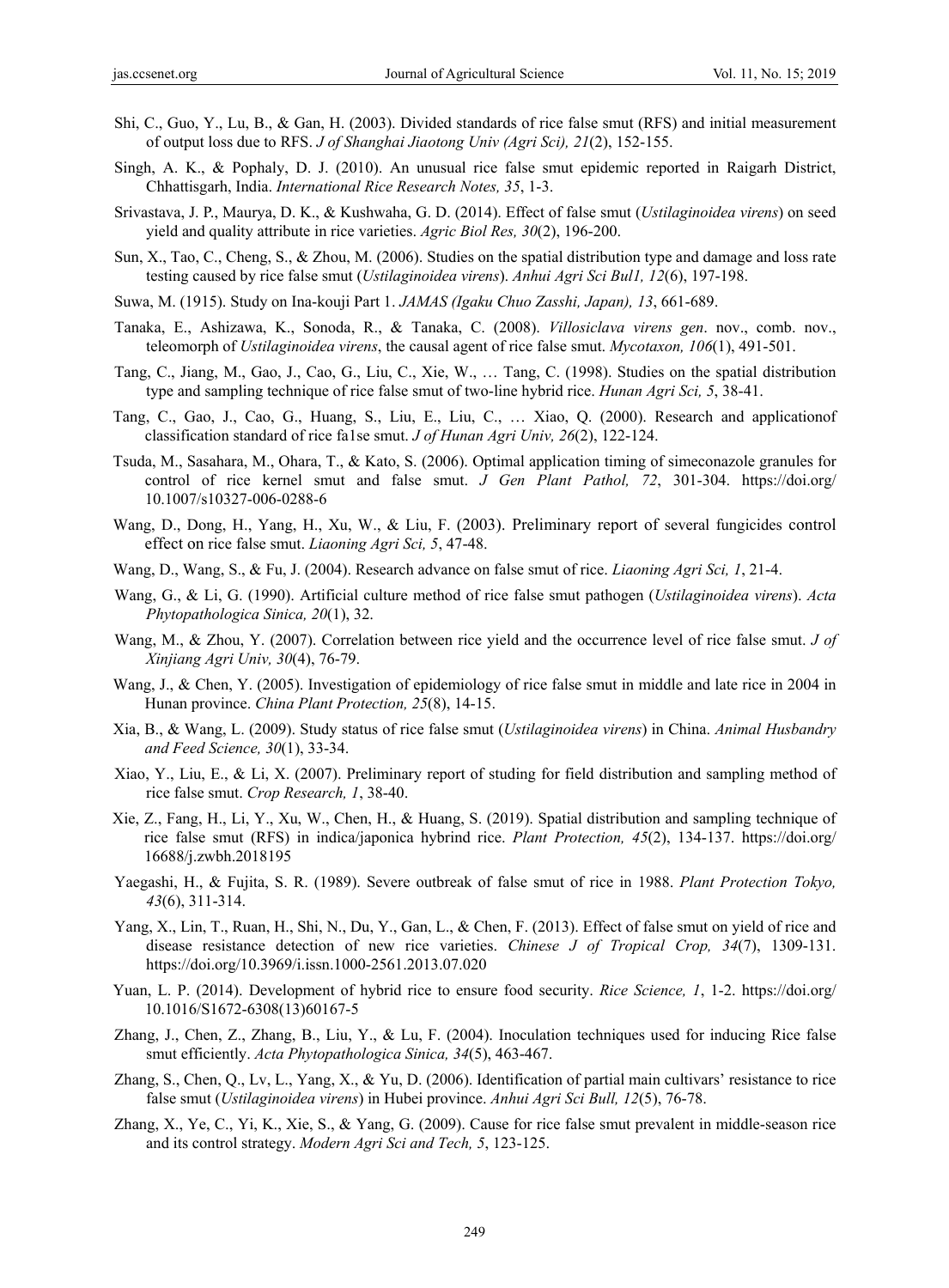Shi, C., Guo, Y., Lu, B., & Gan, H. (2003). Divided standards of rice false smut (RFS) and initial measurement of output loss due to RFS. *J of Shanghai Jiaotong Univ (Agri Sci), 21*(2), 152-155.

Singh, A. K., & Pophaly, D. J. (2010). An unusual rice false smut epidemic reported in Raigarh District, Chhattisgarh, India. *International Rice Research Notes, 35*, 1-3.

Srivastava, J. P., Maurya, D. K., & Kushwaha, G. D. (2014). Effect of false smut (*Ustilaginoidea virens*) on seed yield and quality attribute in rice varieties. *Agric Biol Res, 30*(2), 196-200.

Sun, X., Tao, C., Cheng, S., & Zhou, M. (2006). Studies on the spatial distribution type and damage and loss rate testing caused by rice false smut (*Ustilaginoidea virens*). *Anhui Agri Sci Bul1, 12*(6), 197-198.

Suwa, M. (1915). Study on Ina-kouji Part 1. *JAMAS (Igaku Chuo Zasshi, Japan), 13*, 661-689.

Tanaka, E., Ashizawa, K., Sonoda, R., & Tanaka, C. (2008). *Villosiclava virens gen*. nov., comb. nov., teleomorph of *Ustilaginoidea virens*, the causal agent of rice false smut. *Mycotaxon, 106*(1), 491-501.

Tang, C., Jiang, M., Gao, J., Cao, G., Liu, C., Xie, W., … Tang, C. (1998). Studies on the spatial distribution type and sampling technique of rice false smut of two-line hybrid rice. *Hunan Agri Sci, 5*, 38-41.

Tang, C., Gao, J., Cao, G., Huang, S., Liu, E., Liu, C., … Xiao, Q. (2000). Research and applicationof classification standard of rice fa1se smut. *J of Hunan Agri Univ, 26*(2), 122-124.

Tsuda, M., Sasahara, M., Ohara, T., & Kato, S. (2006). Optimal application timing of simeconazole granules for control of rice kernel smut and false smut. *J Gen Plant Pathol, 72*, 301-304. https://doi.org/10.1007/s10327-006-0288-6

Wang, D., Dong, H., Yang, H., Xu, W., & Liu, F. (2003). Preliminary report of several fungicides control effect on rice false smut. *Liaoning Agri Sci, 5*, 47-48.

Wang, D., Wang, S., & Fu, J. (2004). Research advance on false smut of rice. *Liaoning Agri Sci, 1*, 21-4.

Wang, G., & Li, G. (1990). Artificial culture method of rice false smut pathogen (*Ustilaginoidea virens*). *Acta Phytopathologica Sinica, 20*(1), 32.

Wang, M., & Zhou, Y. (2007). Correlation between rice yield and the occurrence level of rice false smut. *J of Xinjiang Agri Univ, 30*(4), 76-79.

Wang, J., & Chen, Y. (2005). Investigation of epidemiology of rice false smut in middle and late rice in 2004 in Hunan province. *China Plant Protection, 25*(8), 14-15.

Xia, B., & Wang, L. (2009). Study status of rice false smut (*Ustilaginoidea virens*) in China. *Animal Husbandry and Feed Science, 30*(1), 33-34.

Xiao, Y., Liu, E., & Li, X. (2007). Preliminary report of studing for field distribution and sampling method of rice false smut. *Crop Research, 1*, 38-40.

Xie, Z., Fang, H., Li, Y., Xu, W., Chen, H., & Huang, S. (2019). Spatial distribution and sampling technique of rice false smut (RFS) in indica/japonica hybrind rice. *Plant Protection, 45*(2), 134-137. https://doi.org/16688/j.zwbh.2018195

Yaegashi, H., & Fujita, S. R. (1989). Severe outbreak of false smut of rice in 1988. *Plant Protection Tokyo, 43*(6), 311-314.

Yang, X., Lin, T., Ruan, H., Shi, N., Du, Y., Gan, L., & Chen, F. (2013). Effect of false smut on yield of rice and disease resistance detection of new rice varieties. *Chinese J of Tropical Crop, 34*(7), 1309-131. https://doi.org/10.3969/i.issn.1000-2561.2013.07.020

Yuan, L. P. (2014). Development of hybrid rice to ensure food security. *Rice Science, 1*, 1-2. https://doi.org/10.1016/S1672-6308(13)60167-5

Zhang, J., Chen, Z., Zhang, B., Liu, Y., & Lu, F. (2004). Inoculation techniques used for inducing Rice false smut efficiently. *Acta Phytopathologica Sinica, 34*(5), 463-467.

Zhang, S., Chen, Q., Lv, L., Yang, X., & Yu, D. (2006). Identification of partial main cultivars' resistance to rice false smut (*Ustilaginoidea virens*) in Hubei province. *Anhui Agri Sci Bull, 12*(5), 76-78.

Zhang, X., Ye, C., Yi, K., Xie, S., & Yang, G. (2009). Cause for rice false smut prevalent in middle-season rice and its control strategy. *Modern Agri Sci and Tech, 5*, 123-125.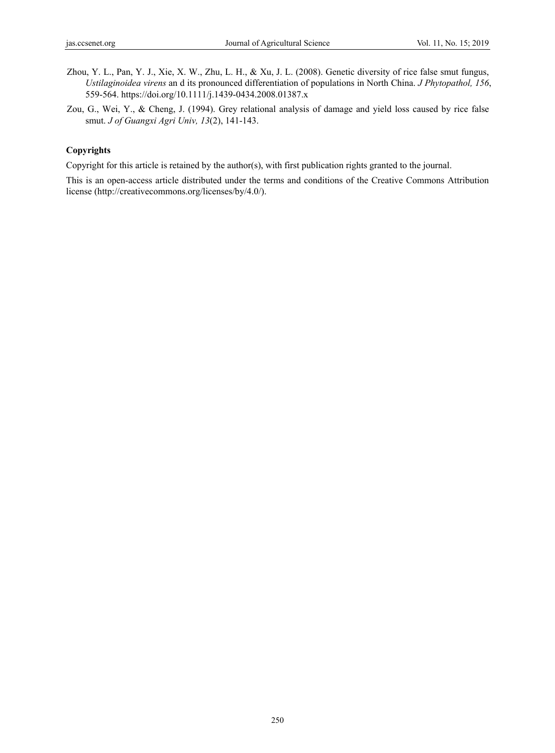Zhou, Y. L., Pan, Y. J., Xie, X. W., Zhu, L. H., & Xu, J. L. (2008). Genetic diversity of rice false smut fungus, *Ustilaginoidea virens* an d its pronounced differentiation of populations in North China. *J Phytopathol, 156*, 559-564. https://doi.org/10.1111/j.1439-0434.2008.01387.x

Zou, G., Wei, Y., & Cheng, J. (1994). Grey relational analysis of damage and yield loss caused by rice false smut. *J of Guangxi Agri Univ, 13*(2), 141-143.

**Copyrights**

Copyright for this article is retained by the author(s), with first publication rights granted to the journal.

This is an open-access article distributed under the terms and conditions of the Creative Commons Attribution license (http://creativecommons.org/licenses/by/4.0/).